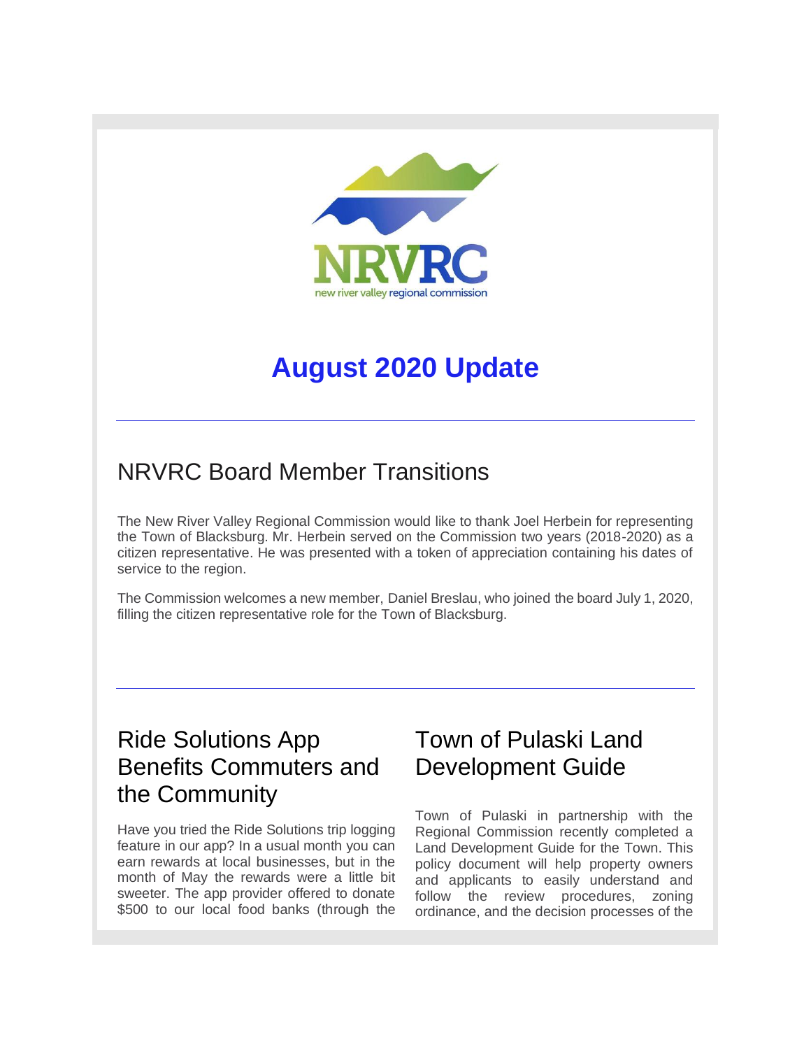NRVRC
new river valley regional commission

# August 2020 Update

---

## NRVRC Board Member Transitions

The New River Valley Regional Commission would like to thank Joel Herbein for representing the Town of Blacksburg. Mr. Herbein served on the Commission two years (2018-2020) as a citizen representative. He was presented with a token of appreciation containing his dates of service to the region.

The Commission welcomes a new member, Daniel Breslau, who joined the board July 1, 2020, filling the citizen representative role for the Town of Blacksburg.

---

## Ride Solutions App Benefits Commuters and the Community

Have you tried the Ride Solutions trip logging feature in our app? In a usual month you can earn rewards at local businesses, but in the month of May the rewards were a little bit sweeter. The app provider offered to donate $500 to our local food banks (through the

## Town of Pulaski Land Development Guide

Town of Pulaski in partnership with the Regional Commission recently completed a Land Development Guide for the Town. This policy document will help property owners and applicants to easily understand and follow the review procedures, zoning ordinance, and the decision processes of the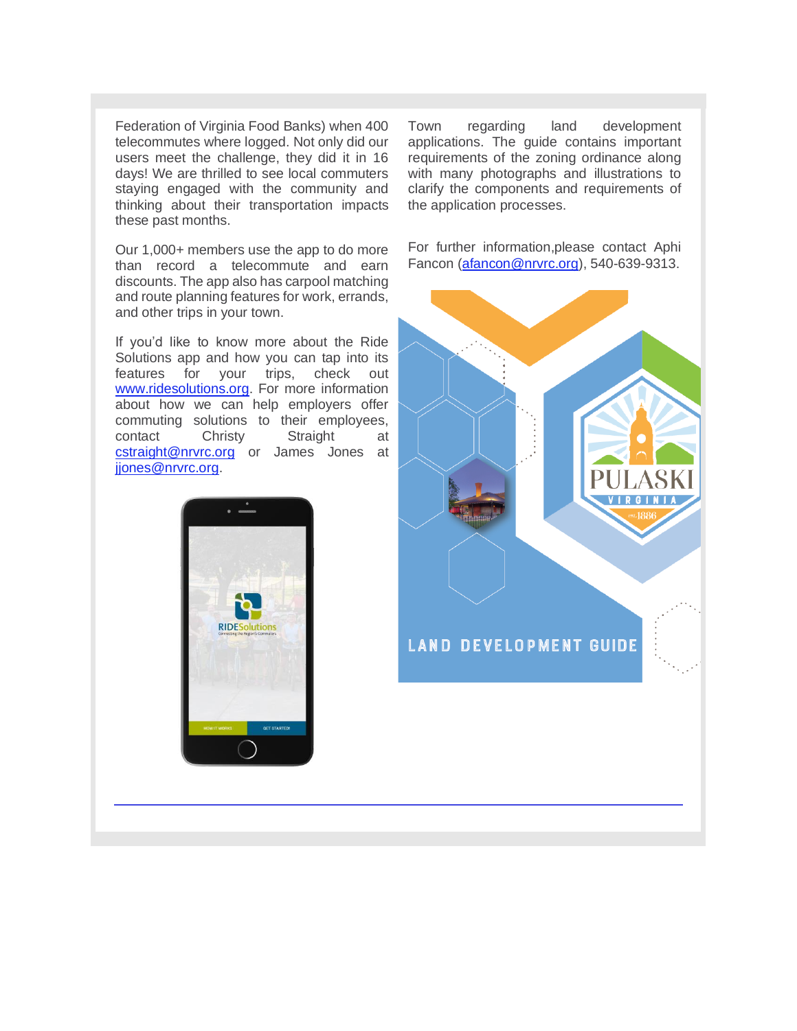Federation of Virginia Food Banks) when 400 telecommutes where logged. Not only did our users meet the challenge, they did it in 16 days! We are thrilled to see local commuters staying engaged with the community and thinking about their transportation impacts these past months.

Our 1,000+ members use the app to do more than record a telecommute and earn discounts. The app also has carpool matching and route planning features for work, errands, and other trips in your town.

If you'd like to know more about the Ride Solutions app and how you can tap into its features for your trips, check out [www.ridesolutions.org](http://www.ridesolutions.org). For more information about how we can help employers offer commuting solutions to their employees, contact Christy Straight at [cstraight@nrvrc.org](mailto:cstraight@nrvrc.org) or James Jones at [jjones@nrvrc.org](mailto:jjones@nrvrc.org).

Town regarding land development applications. The guide contains important requirements of the zoning ordinance along with many photographs and illustrations to clarify the components and requirements of the application processes.

For further information,please contact Aphi Fancon ([afancon@nrvrc.org](mailto:afancon@nrvrc.org)), 540-639-9313.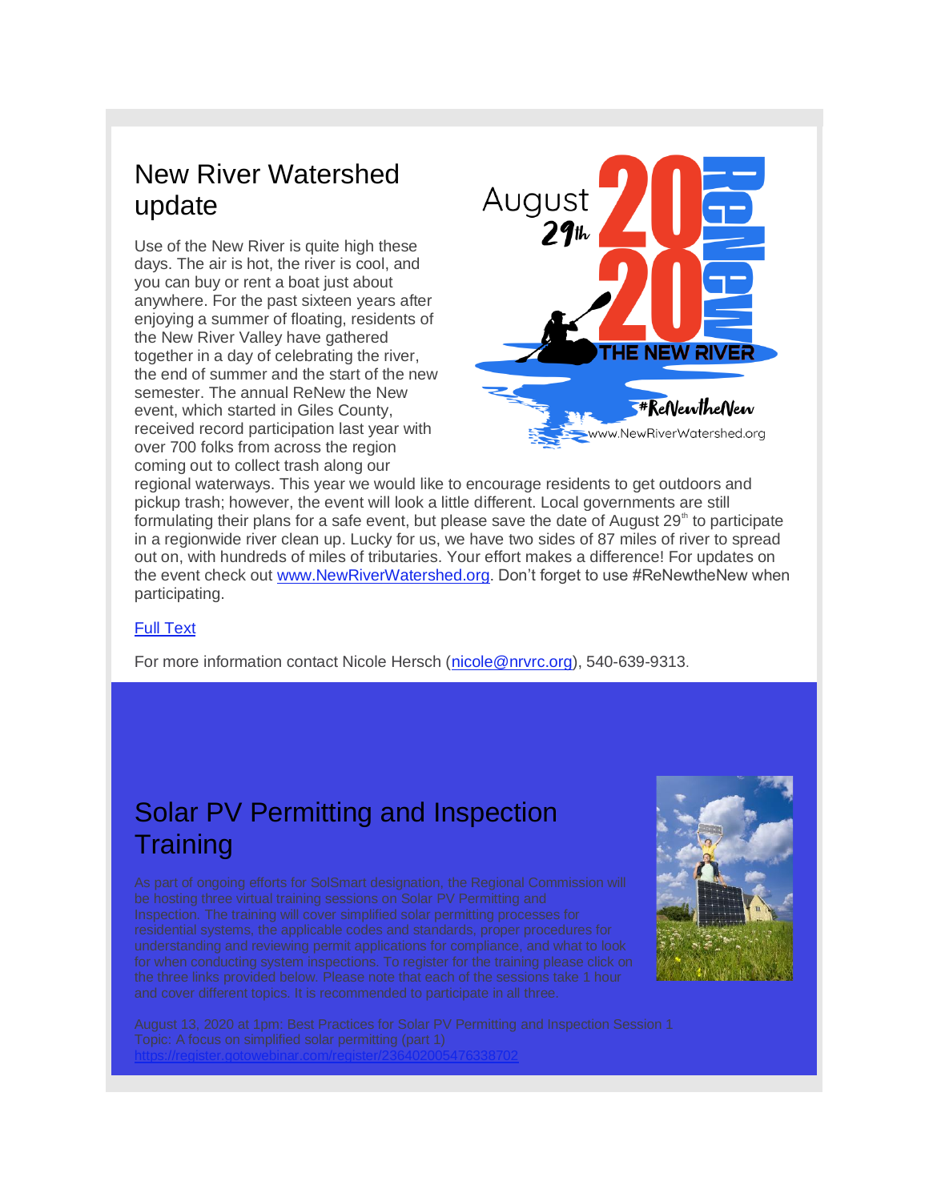## New River Watershed update

Use of the New River is quite high these days. The air is hot, the river is cool, and you can buy or rent a boat just about anywhere. For the past sixteen years after enjoying a summer of floating, residents of the New River Valley have gathered together in a day of celebrating the river, the end of summer and the start of the new semester. The annual ReNew the New event, which started in Giles County, received record participation last year with over 700 folks from across the region coming out to collect trash along our regional waterways. This year we would like to encourage residents to get outdoors and pickup trash; however, the event will look a little different. Local governments are still formulating their plans for a safe event, but please save the date of August 29th to participate in a regionwide river clean up. Lucky for us, we have two sides of 87 miles of river to spread out on, with hundreds of miles of tributaries. Your effort makes a difference! For updates on the event check out www.NewRiverWatershed.org. Don't forget to use #ReNewtheNew when participating.

Full Text

For more information contact Nicole Hersch (nicole@nrvrc.org), 540-639-9313.

## Solar PV Permitting and Inspection Training

As part of ongoing efforts for SolSmart designation, the Regional Commission will be hosting three virtual training sessions on Solar PV Permitting and Inspection. The training will cover simplified solar permitting processes for residential systems, the applicable codes and standards, proper procedures for understanding and reviewing permit applications for compliance, and what to look for when conducting system inspections. To register for the training please click on the three links provided below. Please note that each of the sessions take 1 hour and cover different topics. It is recommended to participate in all three.

August 13, 2020 at 1pm: Best Practices for Solar PV Permitting and Inspection Session 1
Topic: A focus on simplified solar permitting (part 1)
https://register.gotowebinar.com/register/236402005476338702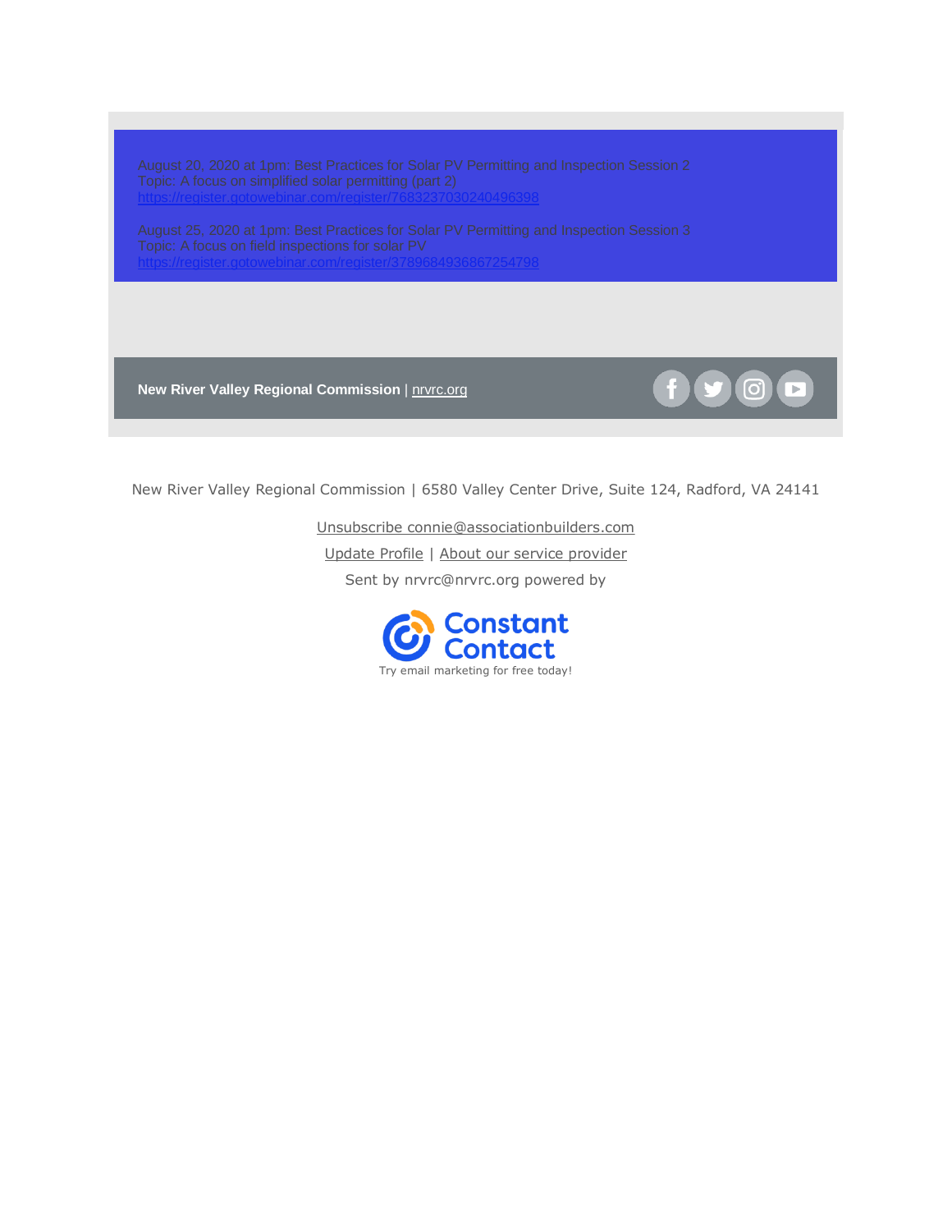August 20, 2020 at 1pm: Best Practices for Solar PV Permitting and Inspection Session 2
Topic: A focus on simplified solar permitting (part 2)
https://register.gotowebinar.com/register/7683237030240496398

August 25, 2020 at 1pm: Best Practices for Solar PV Permitting and Inspection Session 3
Topic: A focus on field inspections for solar PV
https://register.gotowebinar.com/register/3789684936867254798

**New River Valley Regional Commission** | nrvrc.org

New River Valley Regional Commission | 6580 Valley Center Drive, Suite 124, Radford, VA 24141

Unsubscribe connie@associationbuilders.com

Update Profile | About our service provider

Sent by nrvrc@nrvrc.org powered by

Constant Contact

Try email marketing for free today!